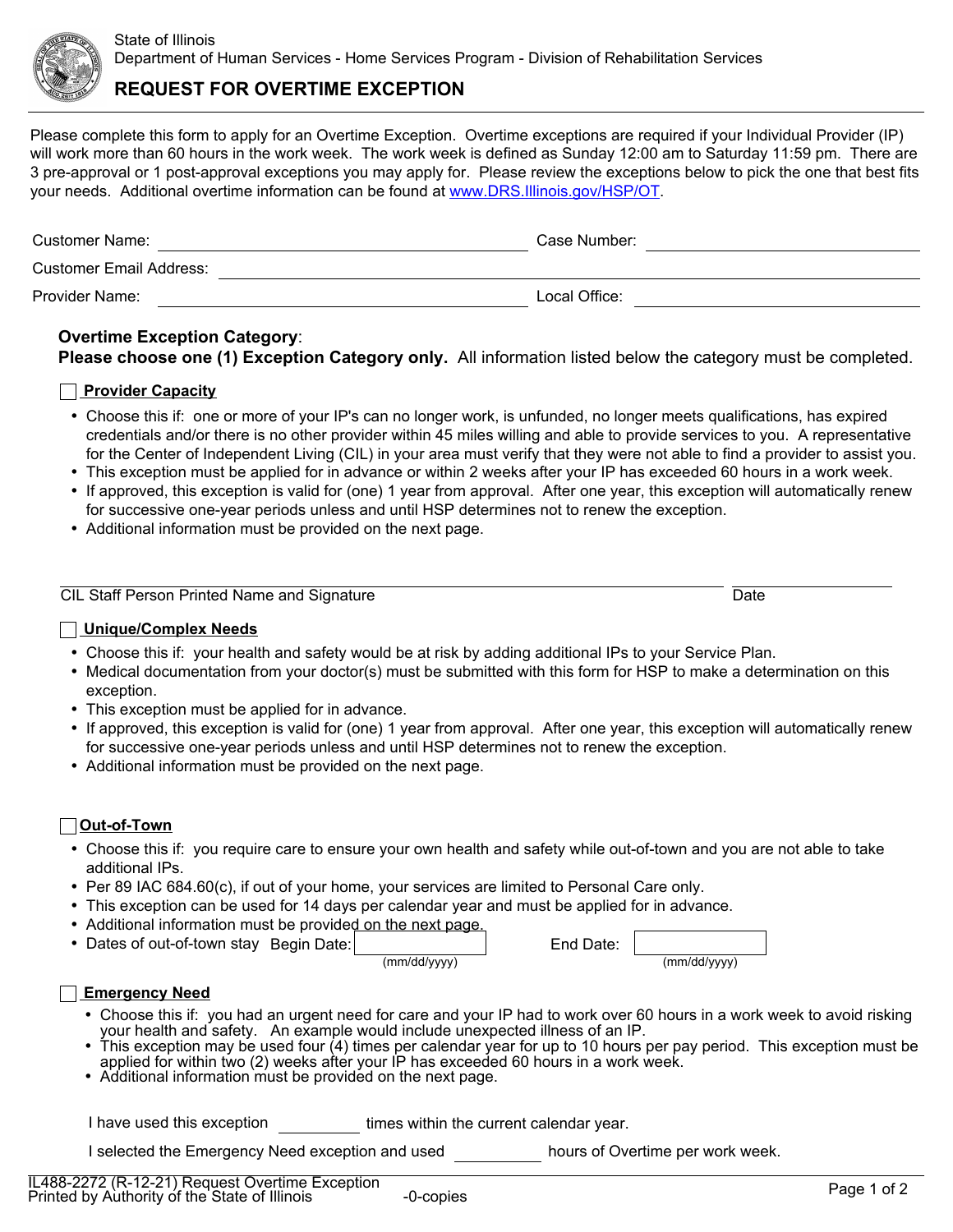State of Illinois
Department of Human Services - Home Services Program - Division of Rehabilitation Services

# REQUEST FOR OVERTIME EXCEPTION

Please complete this form to apply for an Overtime Exception. Overtime exceptions are required if your Individual Provider (IP) will work more than 60 hours in the work week. The work week is defined as Sunday 12:00 am to Saturday 11:59 pm. There are 3 pre-approval or 1 post-approval exceptions you may apply for. Please review the exceptions below to pick the one that best fits your needs. Additional overtime information can be found at www.DRS.Illinois.gov/HSP/OT.

Customer Name: ______________________________ Case Number: ______________________________

Customer Email Address: ______________________________

Provider Name: ______________________________ Local Office: ______________________________

**Overtime Exception Category**:
**Please choose one (1) Exception Category only.** All information listed below the category must be completed.

☐ **Provider Capacity**

- Choose this if: one or more of your IP's can no longer work, is unfunded, no longer meets qualifications, has expired credentials and/or there is no other provider within 45 miles willing and able to provide services to you. A representative for the Center of Independent Living (CIL) in your area must verify that they were not able to find a provider to assist you.
- This exception must be applied for in advance or within 2 weeks after your IP has exceeded 60 hours in a work week.
- If approved, this exception is valid for (one) 1 year from approval. After one year, this exception will automatically renew for successive one-year periods unless and until HSP determines not to renew the exception.
- Additional information must be provided on the next page.

______________________________ ______________
CIL Staff Person Printed Name and Signature Date

☐ **Unique/Complex Needs**

- Choose this if: your health and safety would be at risk by adding additional IPs to your Service Plan.
- Medical documentation from your doctor(s) must be submitted with this form for HSP to make a determination on this exception.
- This exception must be applied for in advance.
- If approved, this exception is valid for (one) 1 year from approval. After one year, this exception will automatically renew for successive one-year periods unless and until HSP determines not to renew the exception.
- Additional information must be provided on the next page.

☐ **Out-of-Town**

- Choose this if: you require care to ensure your own health and safety while out-of-town and you are not able to take additional IPs.
- Per 89 IAC 684.60(c), if out of your home, your services are limited to Personal Care only.
- This exception can be used for 14 days per calendar year and must be applied for in advance.
- Additional information must be provided on the next page.
- Dates of out-of-town stay Begin Date: __________ (mm/dd/yyyy) End Date: __________ (mm/dd/yyyy)

☐ **Emergency Need**

- Choose this if: you had an urgent need for care and your IP had to work over 60 hours in a work week to avoid risking your health and safety. An example would include unexpected illness of an IP.
- This exception may be used four (4) times per calendar year for up to 10 hours per pay period. This exception must be applied for within two (2) weeks after your IP has exceeded 60 hours in a work week.
- Additional information must be provided on the next page.

I have used this exception __________ times within the current calendar year.

I selected the Emergency Need exception and used __________ hours of Overtime per work week.

IL488-2272 (R-12-21) Request Overtime Exception
Printed by Authority of the State of Illinois -0-copies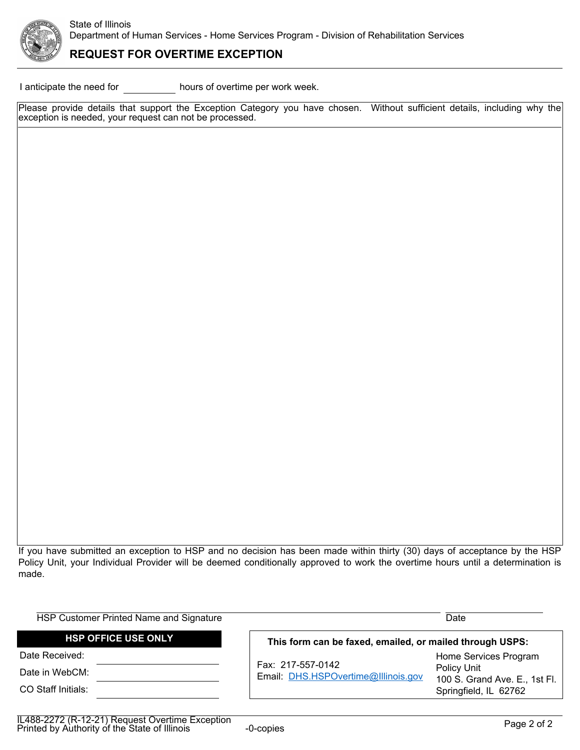State of Illinois
Department of Human Services - Home Services Program - Division of Rehabilitation Services

## REQUEST FOR OVERTIME EXCEPTION

I anticipate the need for __________ hours of overtime per work week.

Please provide details that support the Exception Category you have chosen. Without sufficient details, including why the exception is needed, your request can not be processed.

If you have submitted an exception to HSP and no decision has been made within thirty (30) days of acceptance by the HSP Policy Unit, your Individual Provider will be deemed conditionally approved to work the overtime hours until a determination is made.

______________________________________________ ______________
HSP Customer Printed Name and Signature Date

**HSP OFFICE USE ONLY**

Date Received: ______________

Date in WebCM: ______________

CO Staff Initials: ______________

**This form can be faxed, emailed, or mailed through USPS:**

Fax: 217-557-0142
Email: DHS.HSPOvertime@Illinois.gov

Home Services Program
Policy Unit
100 S. Grand Ave. E., 1st Fl.
Springfield, IL 62762

IL488-2272 (R-12-21) Request Overtime Exception
Printed by Authority of the State of Illinois -0-copies